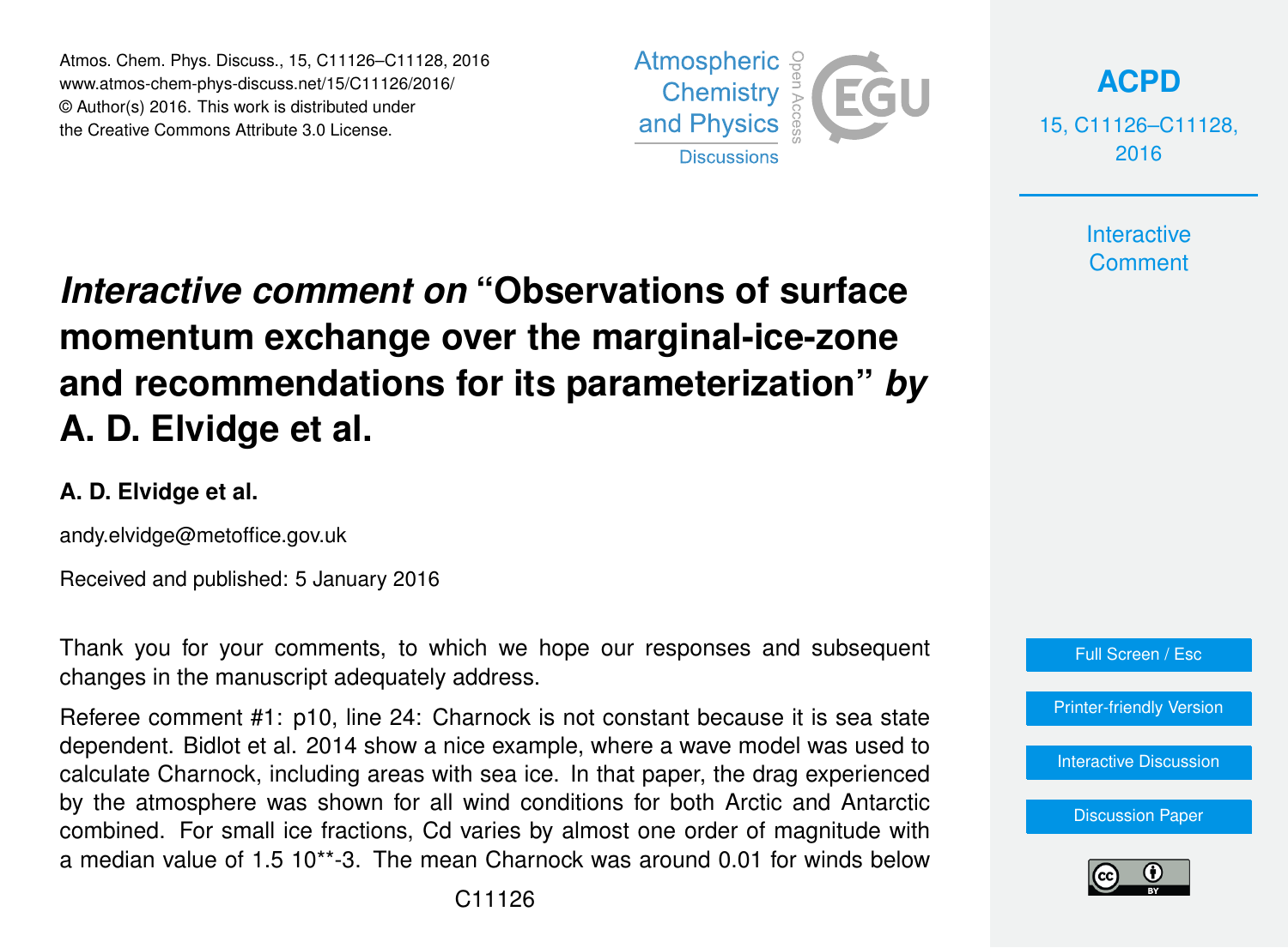# *Interactive comment on* "Observations of surface momentum exchange over the marginal-ice-zone and recommendations for its parameterization" *by* A. D. Elvidge et al.

**A. D. Elvidge et al.**

andy.elvidge@metoffice.gov.uk

Received and published: 5 January 2016

Thank you for your comments, to which we hope our responses and subsequent changes in the manuscript adequately address.

Referee comment #1: p10, line 24: Charnock is not constant because it is sea state dependent. Bidlot et al. 2014 show a nice example, where a wave model was used to calculate Charnock, including areas with sea ice. In that paper, the drag experienced by the atmosphere was shown for all wind conditions for both Arctic and Antarctic combined. For small ice fractions, Cd varies by almost one order of magnitude with a median value of 1.5 10**-3. The mean Charnock was around 0.01 for winds below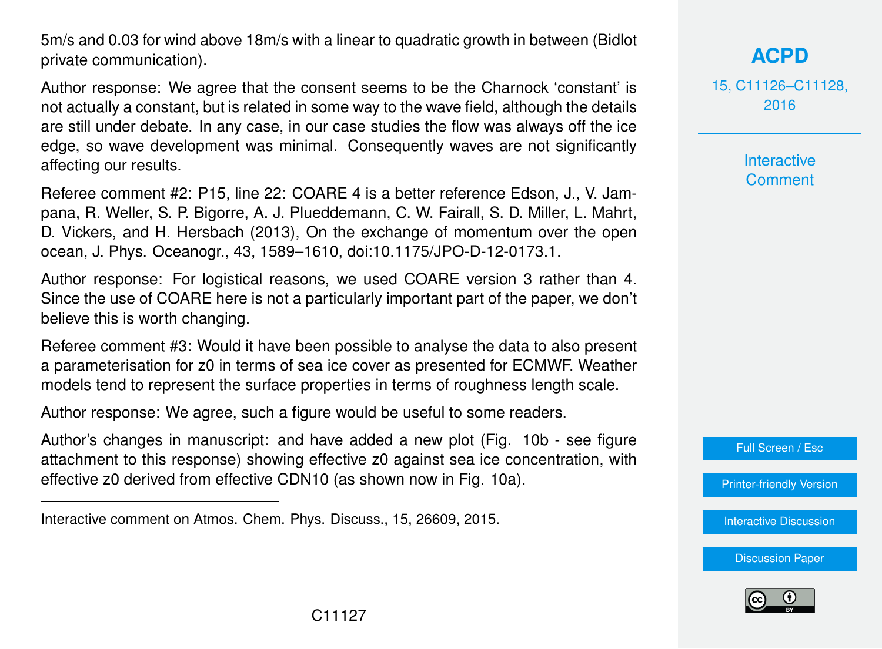5m/s and 0.03 for wind above 18m/s with a linear to quadratic growth in between (Bidlot private communication).

Author response: We agree that the consent seems to be the Charnock 'constant' is not actually a constant, but is related in some way to the wave field, although the details are still under debate. In any case, in our case studies the flow was always off the ice edge, so wave development was minimal. Consequently waves are not significantly affecting our results.

Referee comment #2: P15, line 22: COARE 4 is a better reference Edson, J., V. Jampana, R. Weller, S. P. Bigorre, A. J. Plueddemann, C. W. Fairall, S. D. Miller, L. Mahrt, D. Vickers, and H. Hersbach (2013), On the exchange of momentum over the open ocean, J. Phys. Oceanogr., 43, 1589–1610, doi:10.1175/JPO-D-12-0173.1.

Author response: For logistical reasons, we used COARE version 3 rather than 4. Since the use of COARE here is not a particularly important part of the paper, we don't believe this is worth changing.

Referee comment #3: Would it have been possible to analyse the data to also present a parameterisation for z0 in terms of sea ice cover as presented for ECMWF. Weather models tend to represent the surface properties in terms of roughness length scale.

Author response: We agree, such a figure would be useful to some readers.

Author's changes in manuscript: and have added a new plot (Fig. 10b - see figure attachment to this response) showing effective z0 against sea ice concentration, with effective z0 derived from effective CDN10 (as shown now in Fig. 10a).

---

Interactive comment on Atmos. Chem. Phys. Discuss., 15, 26609, 2015.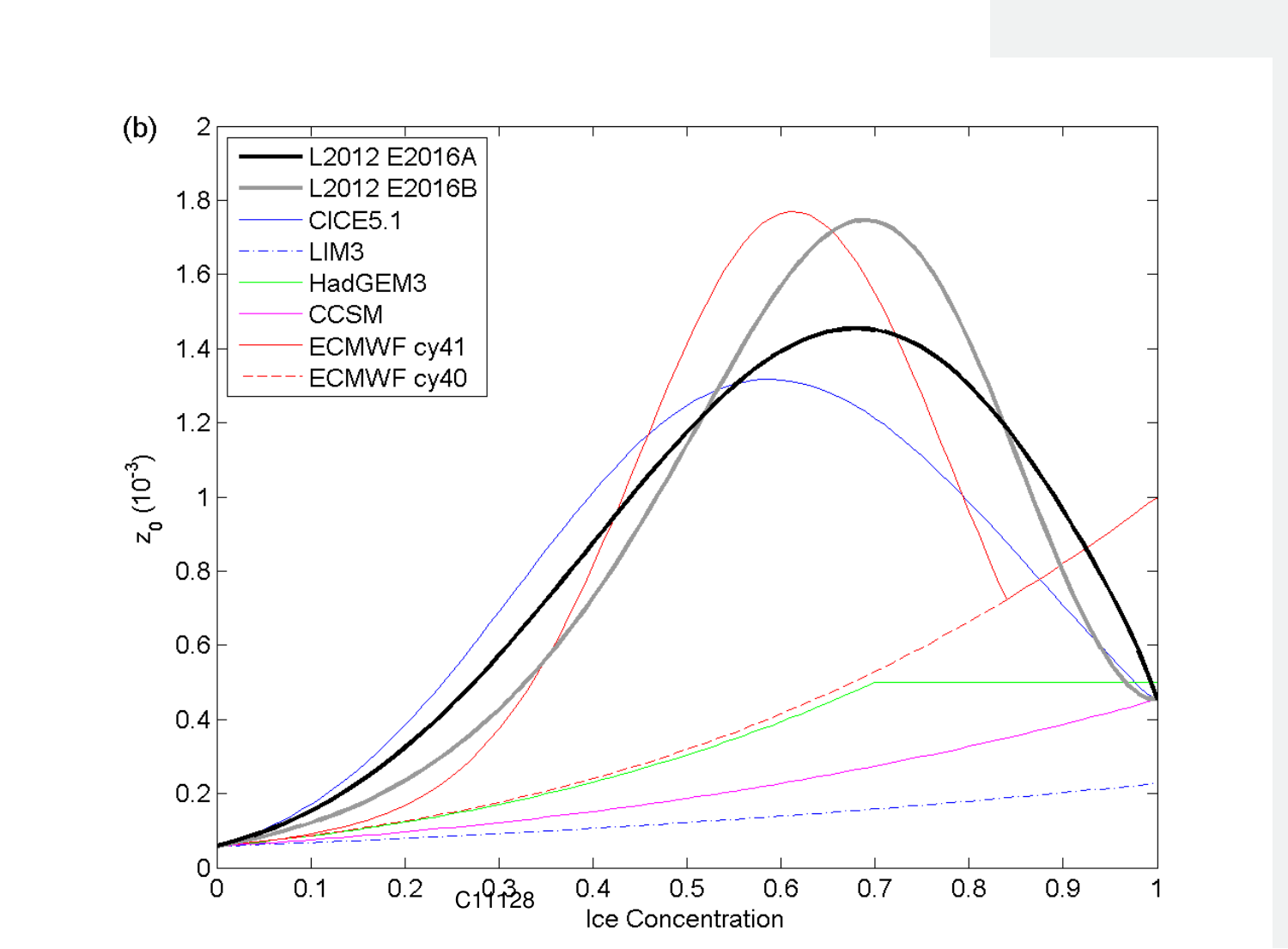(b)

L2012 E2016A
L2012 E2016B
CICE5.1
LIM3
HadGEM3
CCSM
ECMWF cy41
ECMWF cy40

$z_0$ ($10^{-3}$)

2
1.8
1.6
1.4
1.2
1
0.8
0.6
0.4
0.2
0

0 0.1 0.2 0.3 0.4 0.5 0.6 0.7 0.8 0.9 1

C11128

Ice Concentration